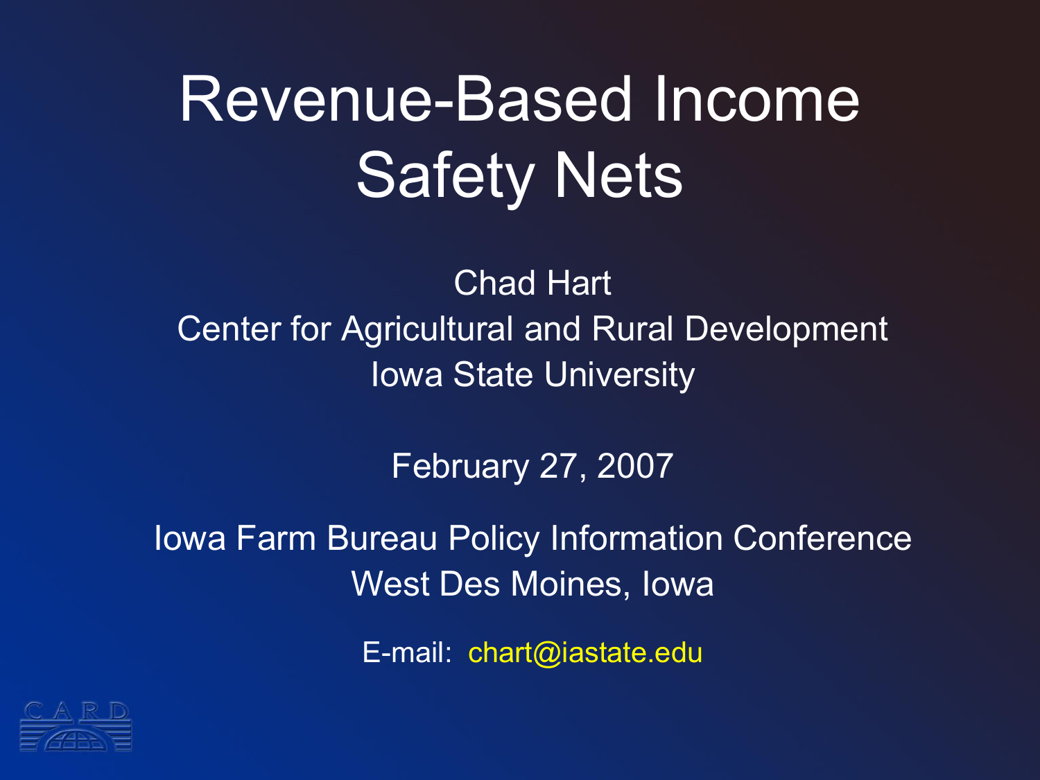# Revenue-Based Income Safety Nets

Chad Hart
Center for Agricultural and Rural Development
Iowa State University

February 27, 2007

Iowa Farm Bureau Policy Information Conference
West Des Moines, Iowa

E-mail: chart@iastate.edu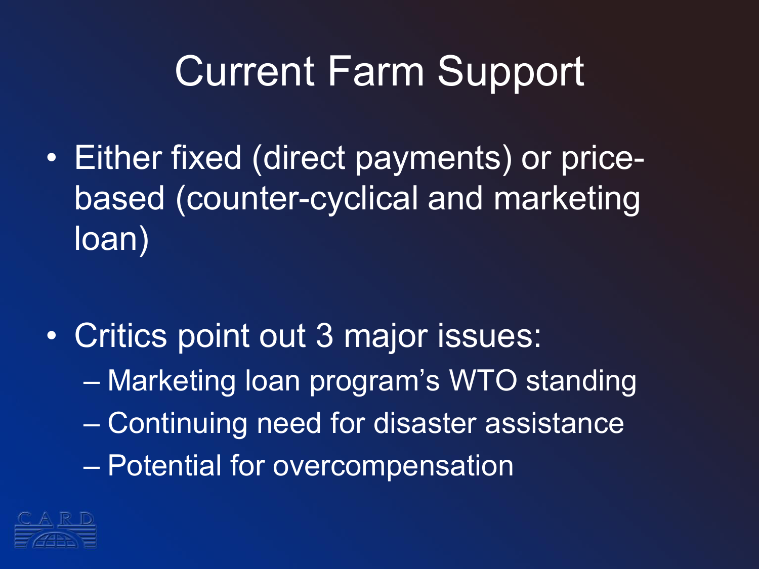# Current Farm Support

- Either fixed (direct payments) or price-based (counter-cyclical and marketing loan)
- Critics point out 3 major issues:
  - Marketing loan program's WTO standing
  - Continuing need for disaster assistance
  - Potential for overcompensation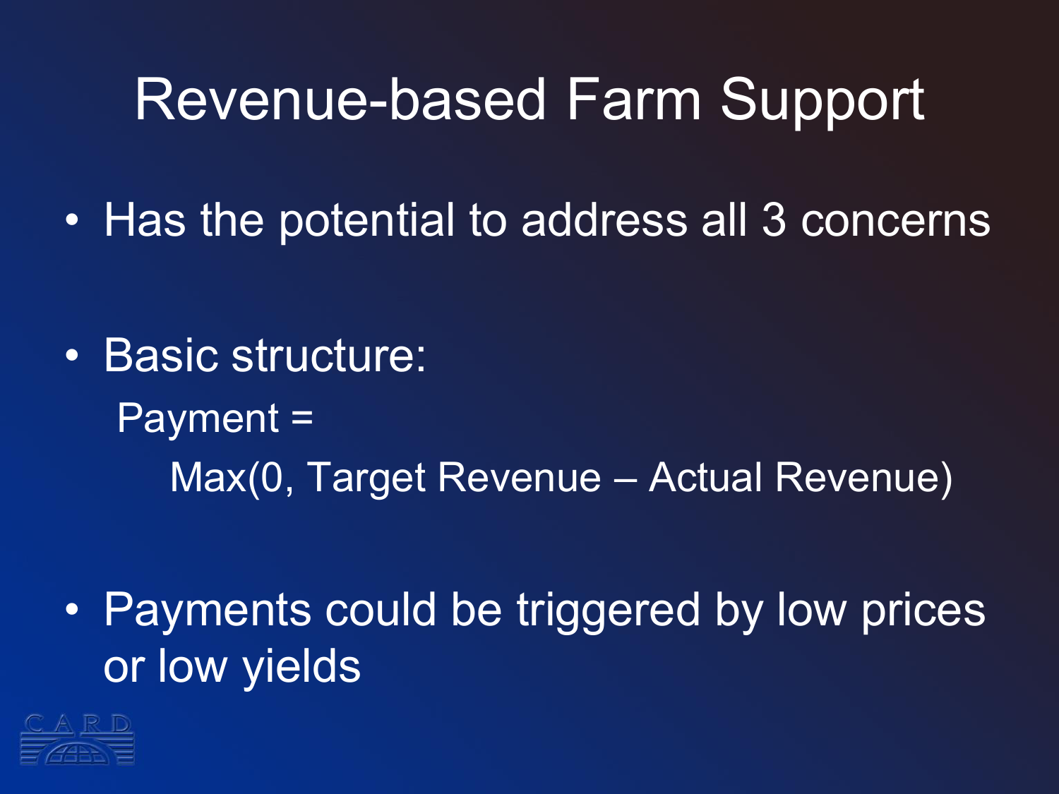# Revenue-based Farm Support

- Has the potential to address all 3 concerns

- Basic structure:

  Payment =

  Max(0, Target Revenue – Actual Revenue)

- Payments could be triggered by low prices or low yields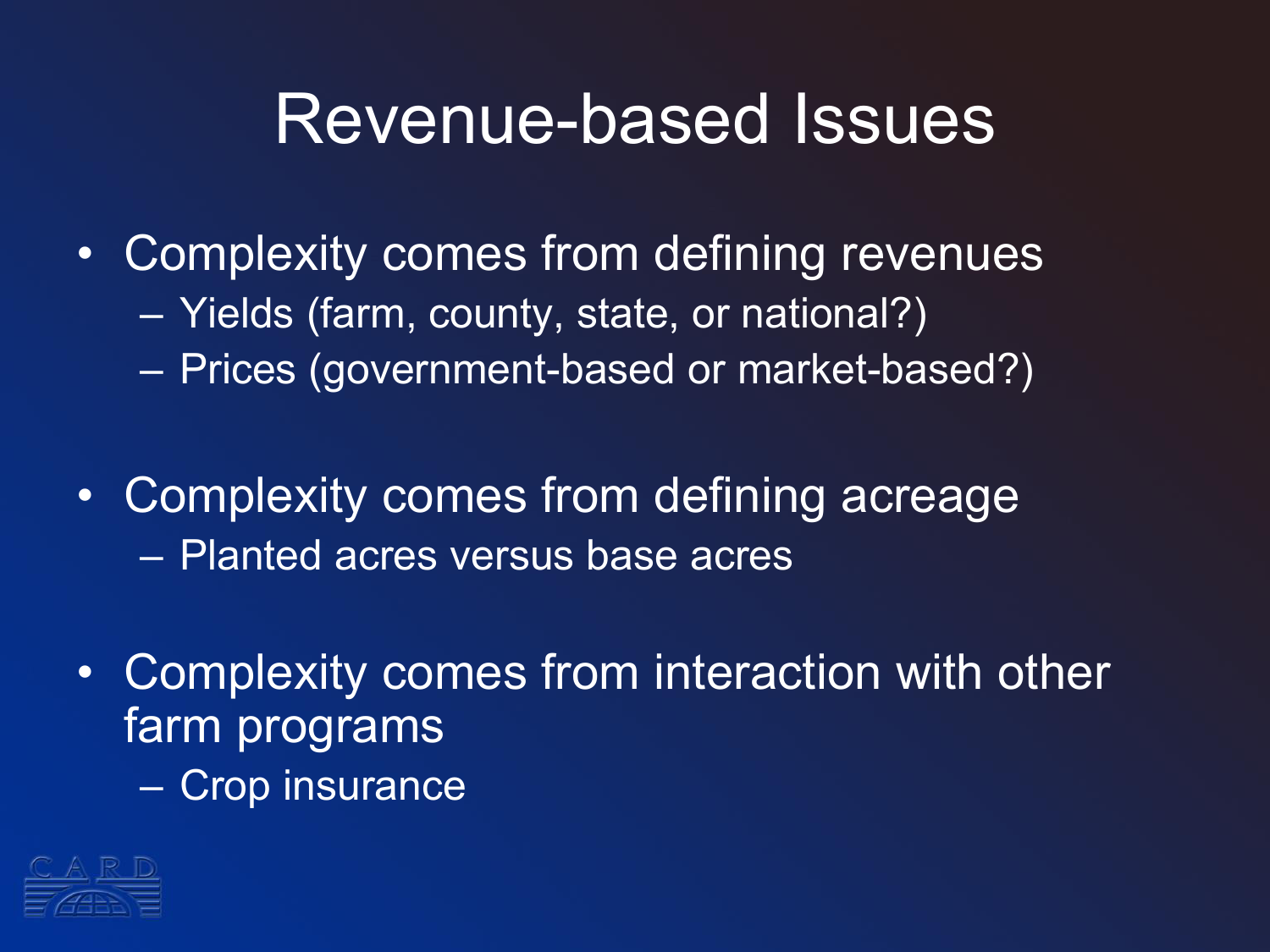# Revenue-based Issues

- Complexity comes from defining revenues
  - Yields (farm, county, state, or national?)
  - Prices (government-based or market-based?)
- Complexity comes from defining acreage
  - Planted acres versus base acres
- Complexity comes from interaction with other farm programs
  - Crop insurance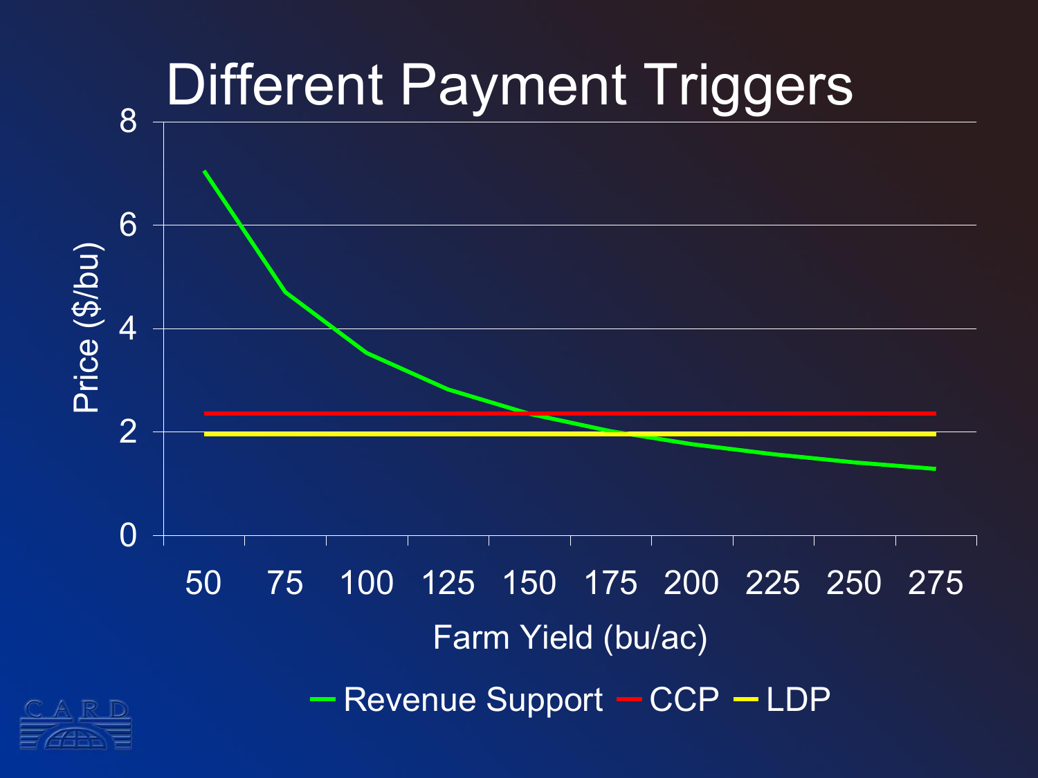# Different Payment Triggers

Price ($/bu) vs. Farm Yield (bu/ac)

Y-axis: 0, 2, 4, 6, 8

X-axis: 50, 75, 100, 125, 150, 175, 200, 225, 250, 275

Legend: Revenue Support, CCP, LDP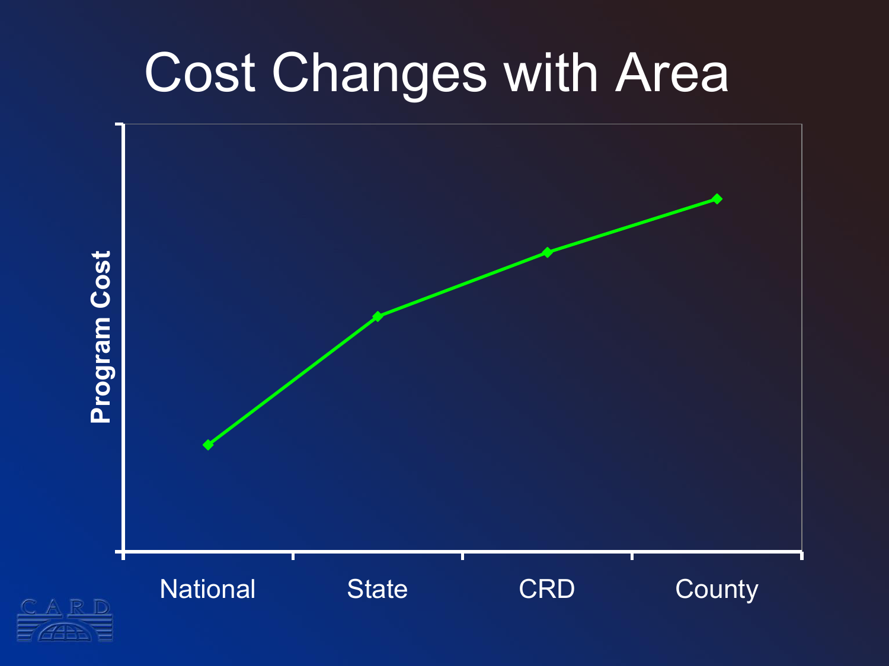# Cost Changes with Area

Program Cost

National | State | CRD | County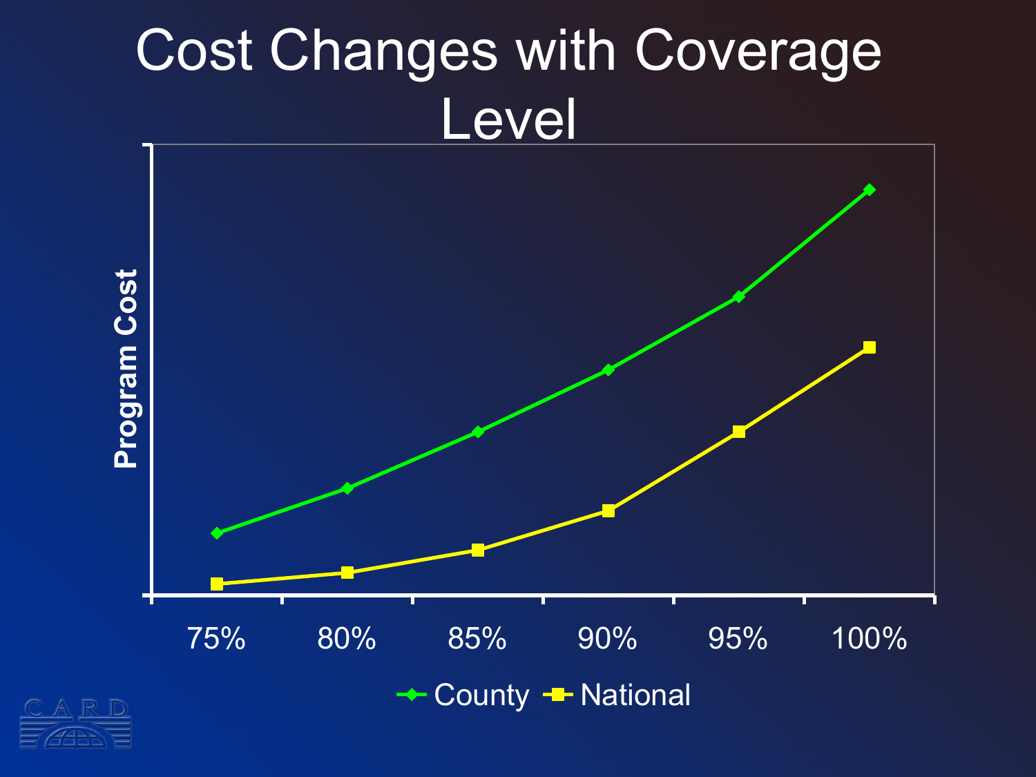# Cost Changes with Coverage Level

Program Cost

75% 80% 85% 90% 95% 100%

County National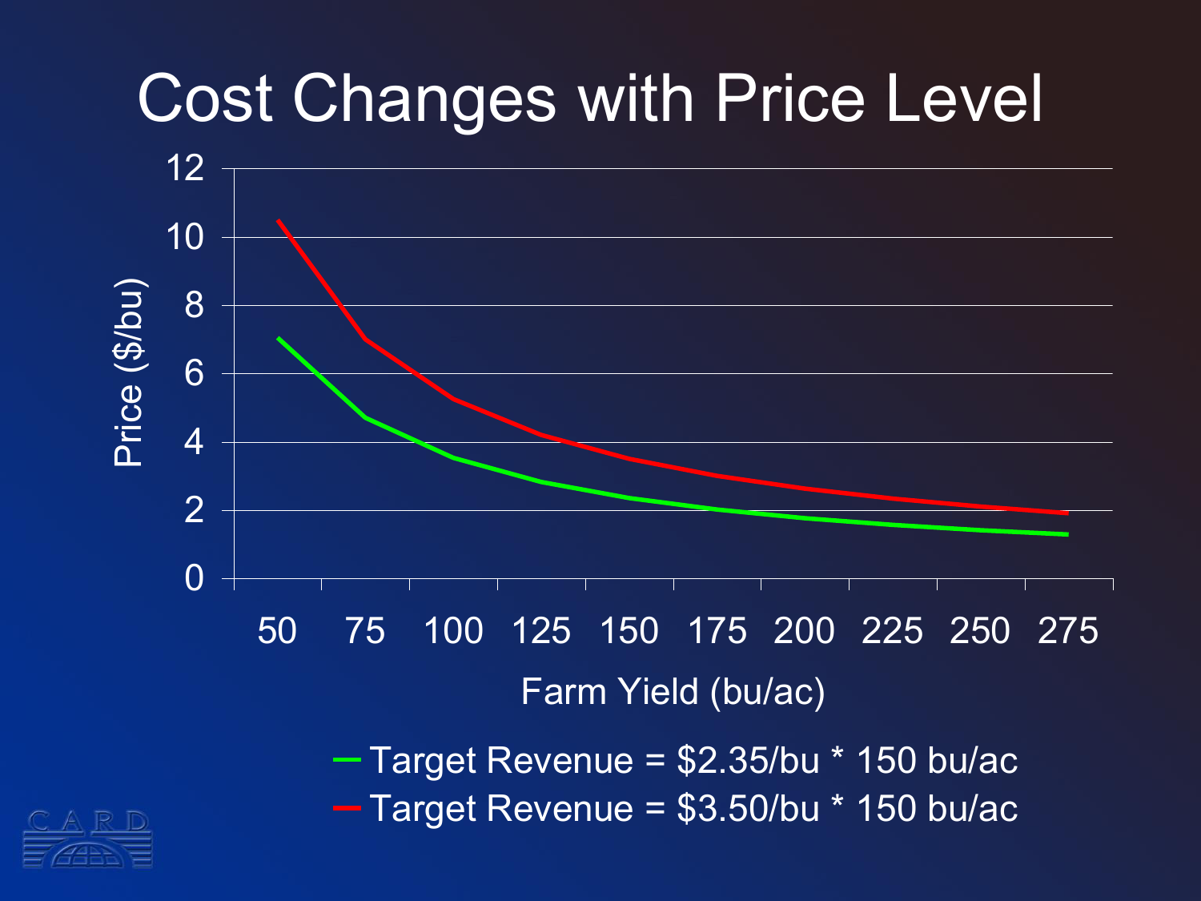# Cost Changes with Price Level

Price ($/bu)

12
10
8
6
4
2
0

50 75 100 125 150 175 200 225 250 275

Farm Yield (bu/ac)

- Target Revenue = $2.35/bu * 150 bu/ac
- Target Revenue = $3.50/bu * 150 bu/ac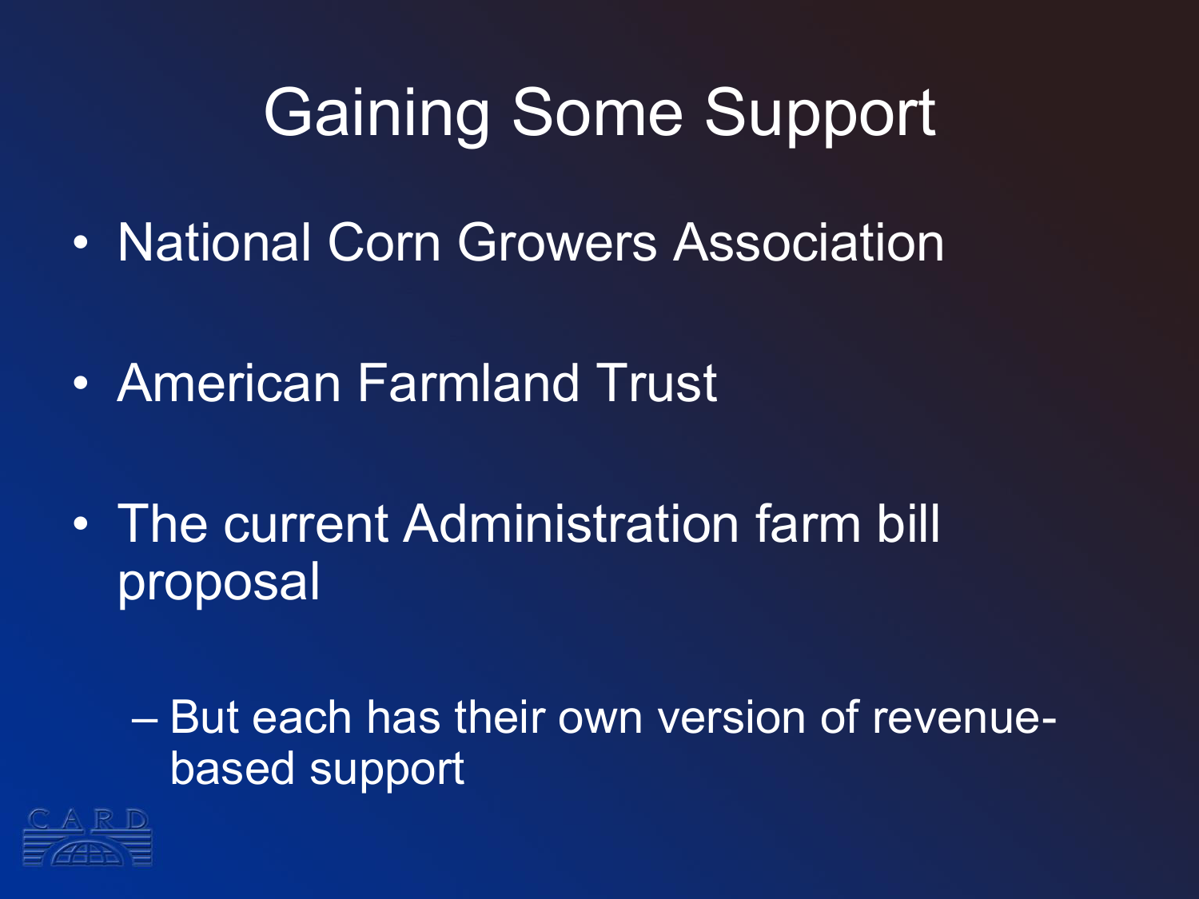# Gaining Some Support

- National Corn Growers Association
- American Farmland Trust
- The current Administration farm bill proposal
  - But each has their own version of revenue-based support